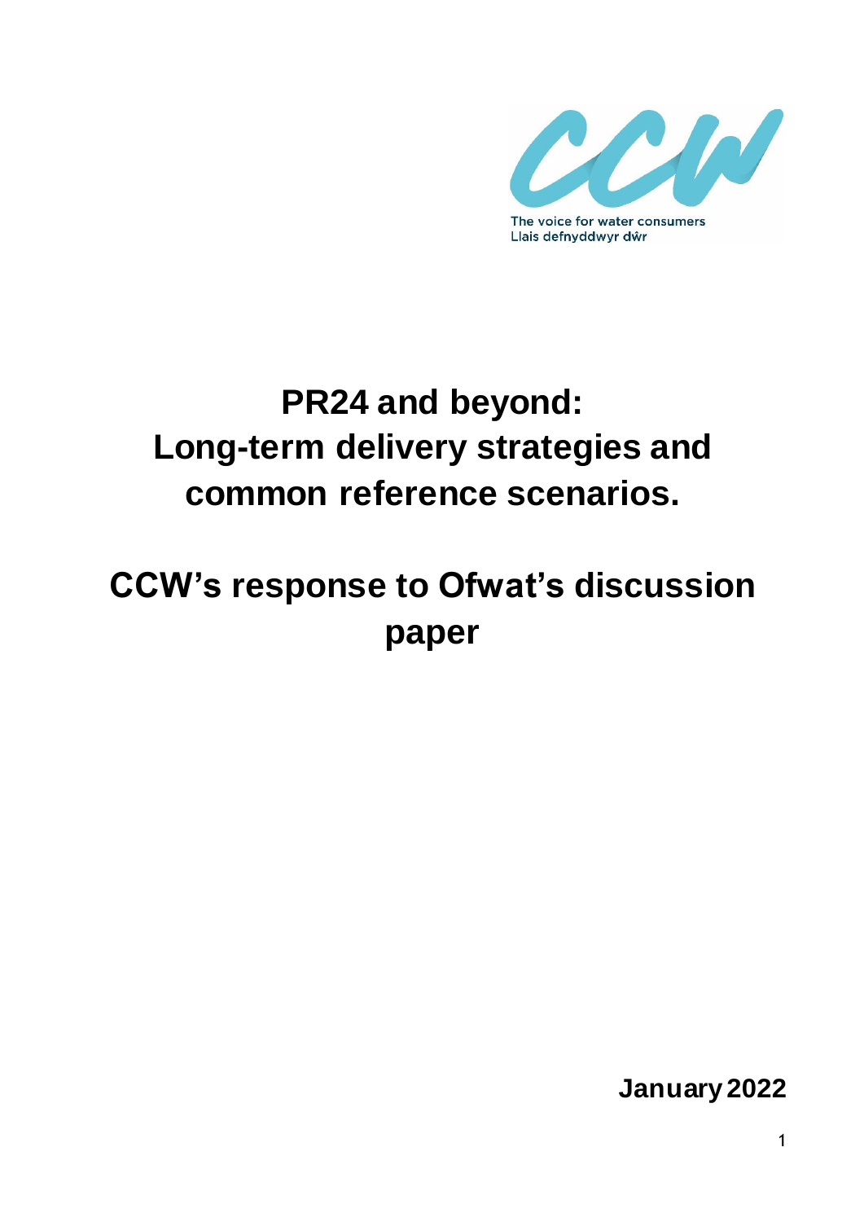The voice for water consumers
Llais defnyddwyr dŵr

# PR24 and beyond: Long-term delivery strategies and common reference scenarios.

# CCW's response to Ofwat's discussion paper

**January 2022**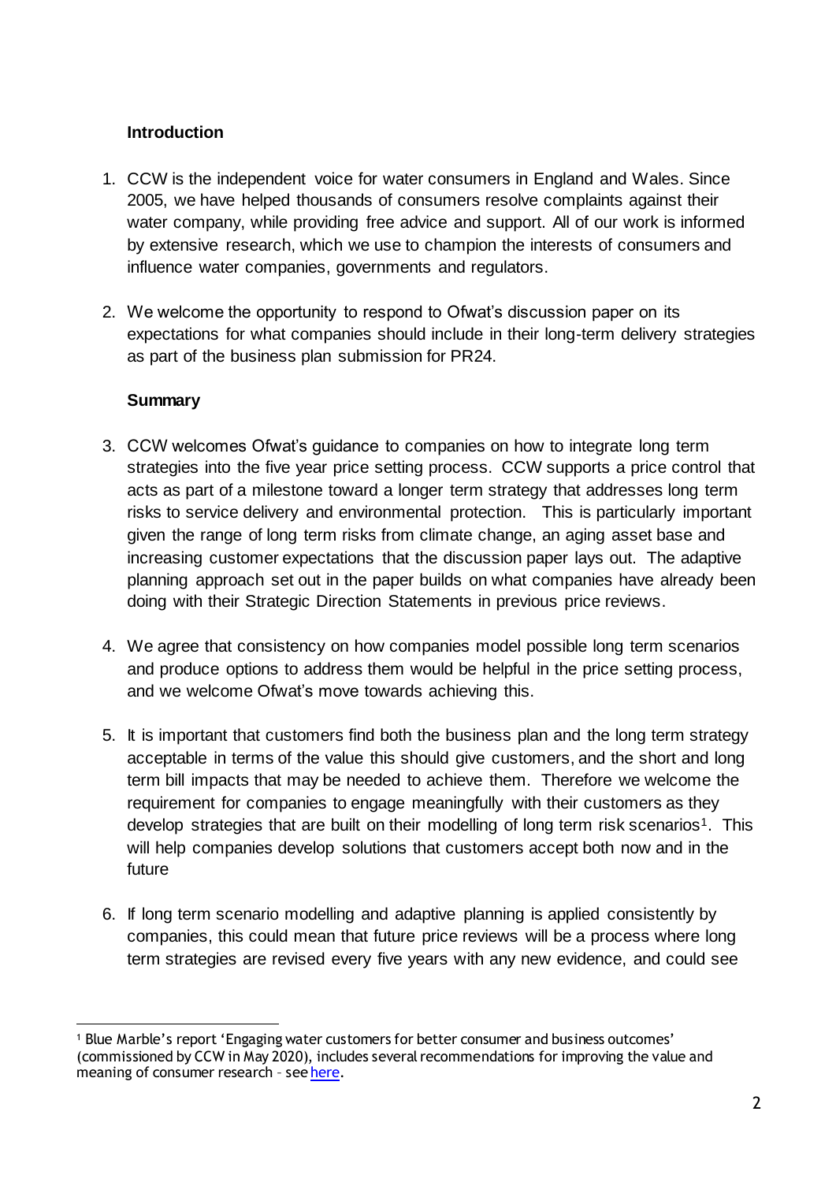## Introduction

1. CCW is the independent voice for water consumers in England and Wales. Since 2005, we have helped thousands of consumers resolve complaints against their water company, while providing free advice and support. All of our work is informed by extensive research, which we use to champion the interests of consumers and influence water companies, governments and regulators.

2. We welcome the opportunity to respond to Ofwat's discussion paper on its expectations for what companies should include in their long-term delivery strategies as part of the business plan submission for PR24.

## Summary

3. CCW welcomes Ofwat's guidance to companies on how to integrate long term strategies into the five year price setting process. CCW supports a price control that acts as part of a milestone toward a longer term strategy that addresses long term risks to service delivery and environmental protection. This is particularly important given the range of long term risks from climate change, an aging asset base and increasing customer expectations that the discussion paper lays out. The adaptive planning approach set out in the paper builds on what companies have already been doing with their Strategic Direction Statements in previous price reviews.

4. We agree that consistency on how companies model possible long term scenarios and produce options to address them would be helpful in the price setting process, and we welcome Ofwat's move towards achieving this.

5. It is important that customers find both the business plan and the long term strategy acceptable in terms of the value this should give customers, and the short and long term bill impacts that may be needed to achieve them. Therefore we welcome the requirement for companies to engage meaningfully with their customers as they develop strategies that are built on their modelling of long term risk scenarios[1]. This will help companies develop solutions that customers accept both now and in the future

6. If long term scenario modelling and adaptive planning is applied consistently by companies, this could mean that future price reviews will be a process where long term strategies are revised every five years with any new evidence, and could see

---

[1] Blue Marble's report 'Engaging water customers for better consumer and business outcomes' (commissioned by CCW in May 2020), includes several recommendations for improving the value and meaning of consumer research – see here.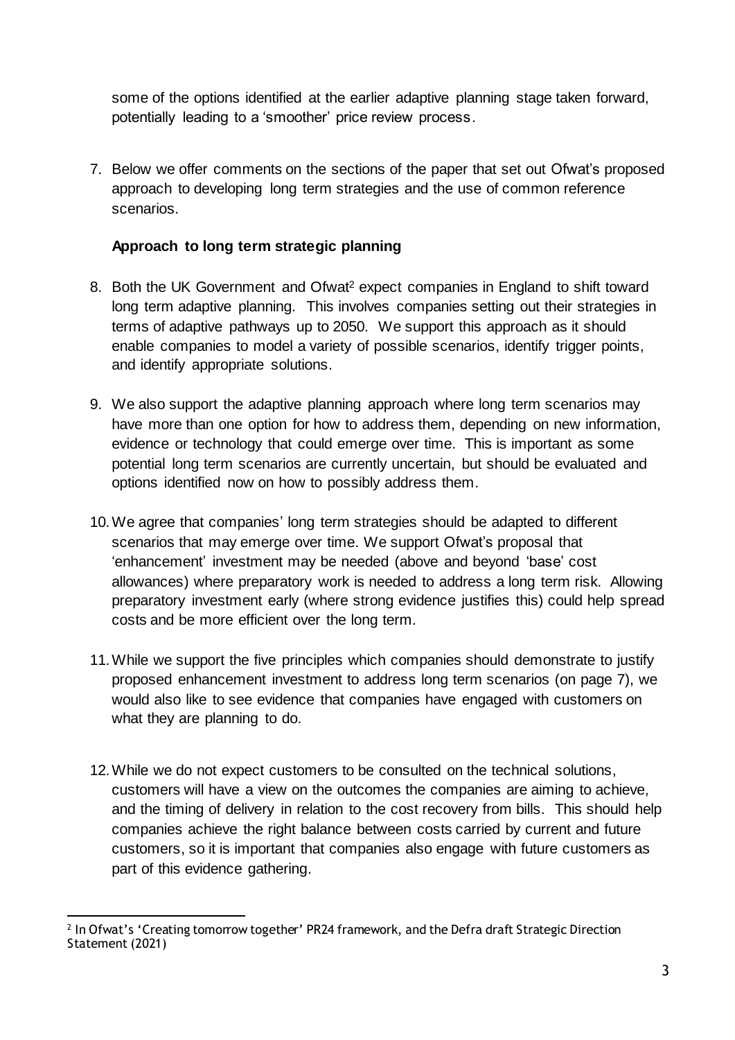some of the options identified at the earlier adaptive planning stage taken forward, potentially leading to a 'smoother' price review process.

7. Below we offer comments on the sections of the paper that set out Ofwat's proposed approach to developing long term strategies and the use of common reference scenarios.

**Approach to long term strategic planning**

8. Both the UK Government and Ofwat[2] expect companies in England to shift toward long term adaptive planning. This involves companies setting out their strategies in terms of adaptive pathways up to 2050. We support this approach as it should enable companies to model a variety of possible scenarios, identify trigger points, and identify appropriate solutions.

9. We also support the adaptive planning approach where long term scenarios may have more than one option for how to address them, depending on new information, evidence or technology that could emerge over time. This is important as some potential long term scenarios are currently uncertain, but should be evaluated and options identified now on how to possibly address them.

10. We agree that companies' long term strategies should be adapted to different scenarios that may emerge over time. We support Ofwat's proposal that 'enhancement' investment may be needed (above and beyond 'base' cost allowances) where preparatory work is needed to address a long term risk. Allowing preparatory investment early (where strong evidence justifies this) could help spread costs and be more efficient over the long term.

11. While we support the five principles which companies should demonstrate to justify proposed enhancement investment to address long term scenarios (on page 7), we would also like to see evidence that companies have engaged with customers on what they are planning to do.

12. While we do not expect customers to be consulted on the technical solutions, customers will have a view on the outcomes the companies are aiming to achieve, and the timing of delivery in relation to the cost recovery from bills. This should help companies achieve the right balance between costs carried by current and future customers, so it is important that companies also engage with future customers as part of this evidence gathering.

[2] In Ofwat's 'Creating tomorrow together' PR24 framework, and the Defra draft Strategic Direction Statement (2021)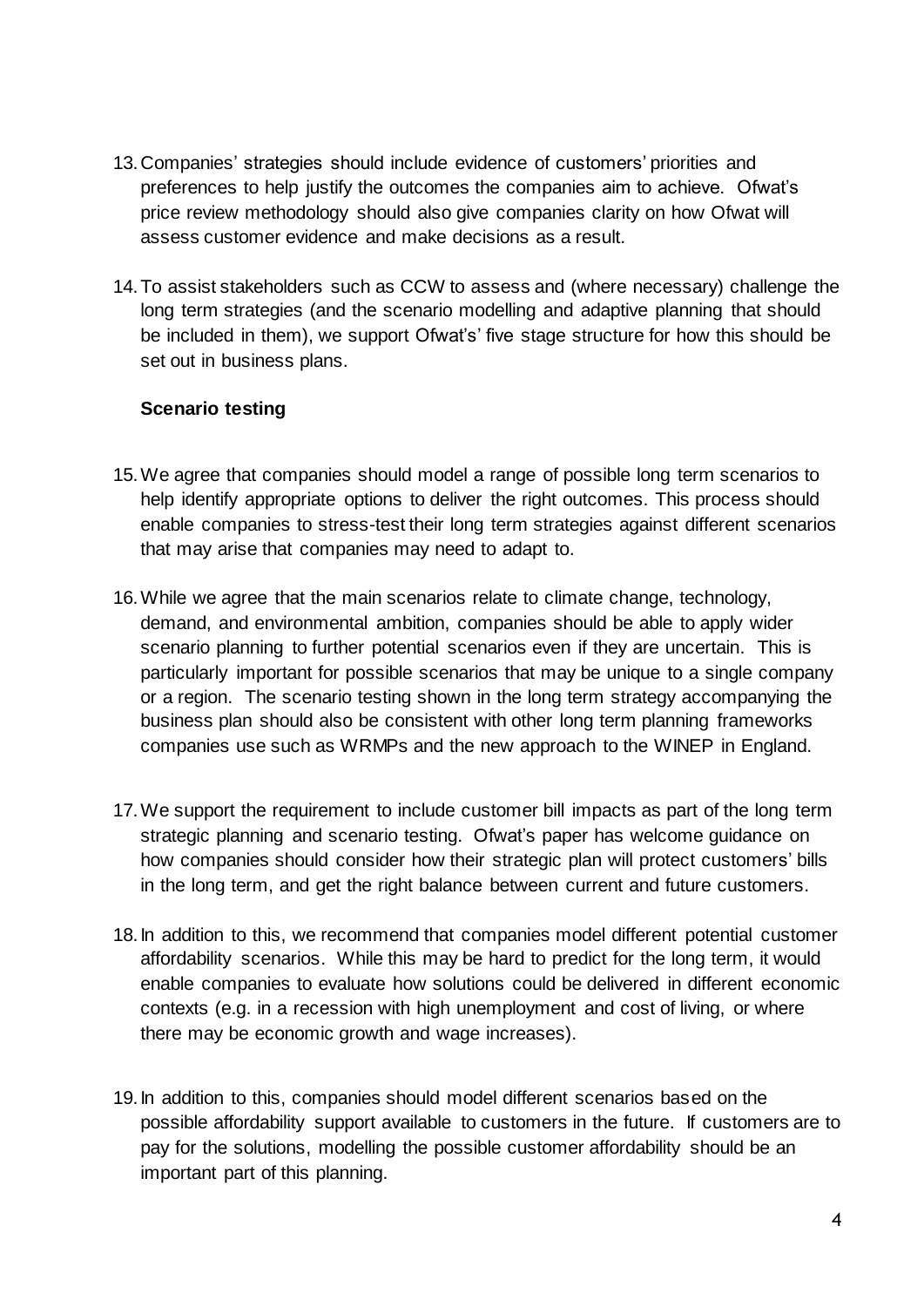13. Companies' strategies should include evidence of customers' priorities and preferences to help justify the outcomes the companies aim to achieve. Ofwat's price review methodology should also give companies clarity on how Ofwat will assess customer evidence and make decisions as a result.

14. To assist stakeholders such as CCW to assess and (where necessary) challenge the long term strategies (and the scenario modelling and adaptive planning that should be included in them), we support Ofwat's' five stage structure for how this should be set out in business plans.

**Scenario testing**

15. We agree that companies should model a range of possible long term scenarios to help identify appropriate options to deliver the right outcomes. This process should enable companies to stress-test their long term strategies against different scenarios that may arise that companies may need to adapt to.

16. While we agree that the main scenarios relate to climate change, technology, demand, and environmental ambition, companies should be able to apply wider scenario planning to further potential scenarios even if they are uncertain. This is particularly important for possible scenarios that may be unique to a single company or a region. The scenario testing shown in the long term strategy accompanying the business plan should also be consistent with other long term planning frameworks companies use such as WRMPs and the new approach to the WINEP in England.

17. We support the requirement to include customer bill impacts as part of the long term strategic planning and scenario testing. Ofwat's paper has welcome guidance on how companies should consider how their strategic plan will protect customers' bills in the long term, and get the right balance between current and future customers.

18. In addition to this, we recommend that companies model different potential customer affordability scenarios. While this may be hard to predict for the long term, it would enable companies to evaluate how solutions could be delivered in different economic contexts (e.g. in a recession with high unemployment and cost of living, or where there may be economic growth and wage increases).

19. In addition to this, companies should model different scenarios based on the possible affordability support available to customers in the future. If customers are to pay for the solutions, modelling the possible customer affordability should be an important part of this planning.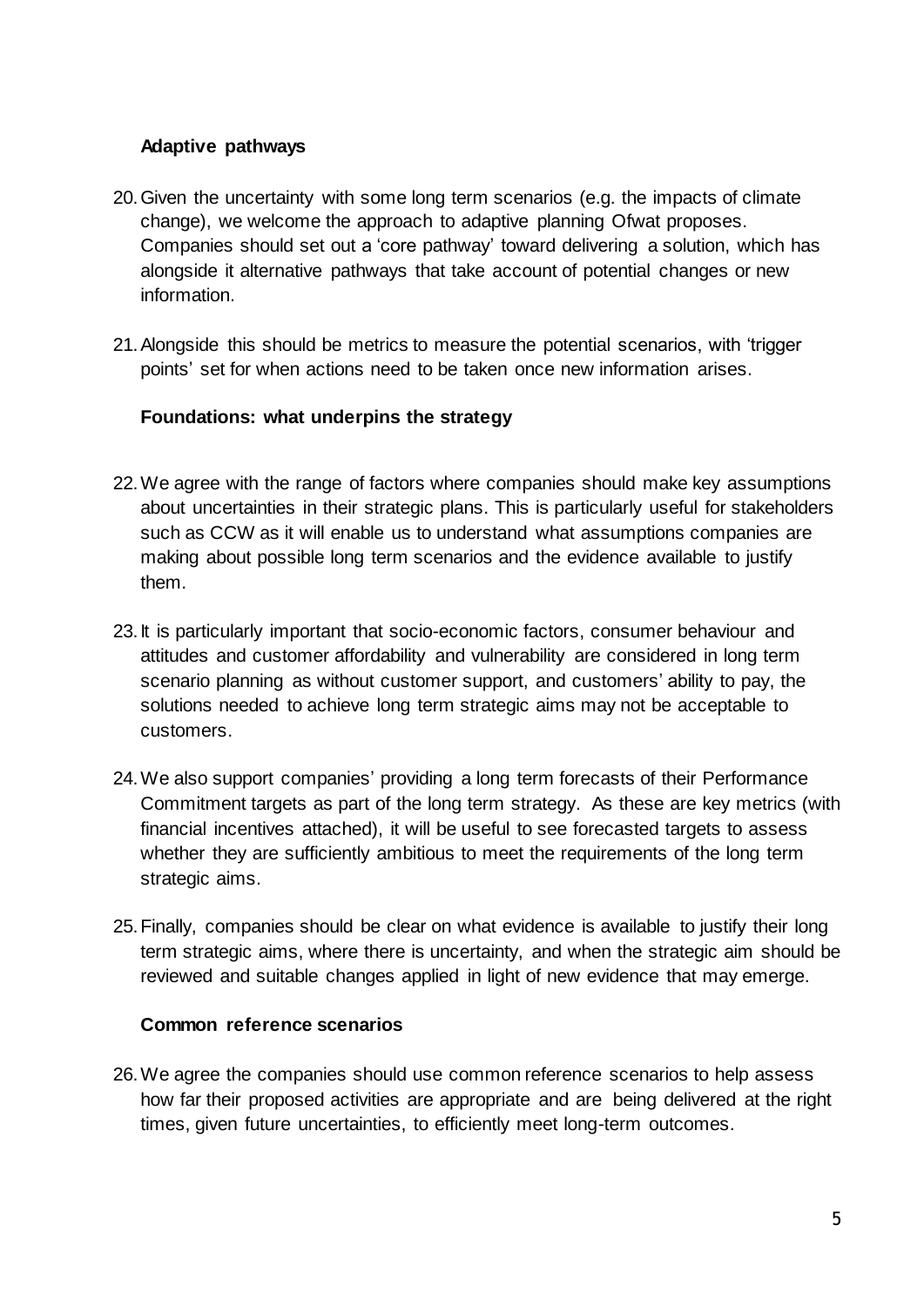**Adaptive pathways**

20. Given the uncertainty with some long term scenarios (e.g. the impacts of climate change), we welcome the approach to adaptive planning Ofwat proposes. Companies should set out a 'core pathway' toward delivering a solution, which has alongside it alternative pathways that take account of potential changes or new information.

21. Alongside this should be metrics to measure the potential scenarios, with 'trigger points' set for when actions need to be taken once new information arises.

**Foundations: what underpins the strategy**

22. We agree with the range of factors where companies should make key assumptions about uncertainties in their strategic plans. This is particularly useful for stakeholders such as CCW as it will enable us to understand what assumptions companies are making about possible long term scenarios and the evidence available to justify them.

23. It is particularly important that socio-economic factors, consumer behaviour and attitudes and customer affordability and vulnerability are considered in long term scenario planning as without customer support, and customers' ability to pay, the solutions needed to achieve long term strategic aims may not be acceptable to customers.

24. We also support companies' providing a long term forecasts of their Performance Commitment targets as part of the long term strategy. As these are key metrics (with financial incentives attached), it will be useful to see forecasted targets to assess whether they are sufficiently ambitious to meet the requirements of the long term strategic aims.

25. Finally, companies should be clear on what evidence is available to justify their long term strategic aims, where there is uncertainty, and when the strategic aim should be reviewed and suitable changes applied in light of new evidence that may emerge.

**Common reference scenarios**

26. We agree the companies should use common reference scenarios to help assess how far their proposed activities are appropriate and are being delivered at the right times, given future uncertainties, to efficiently meet long-term outcomes.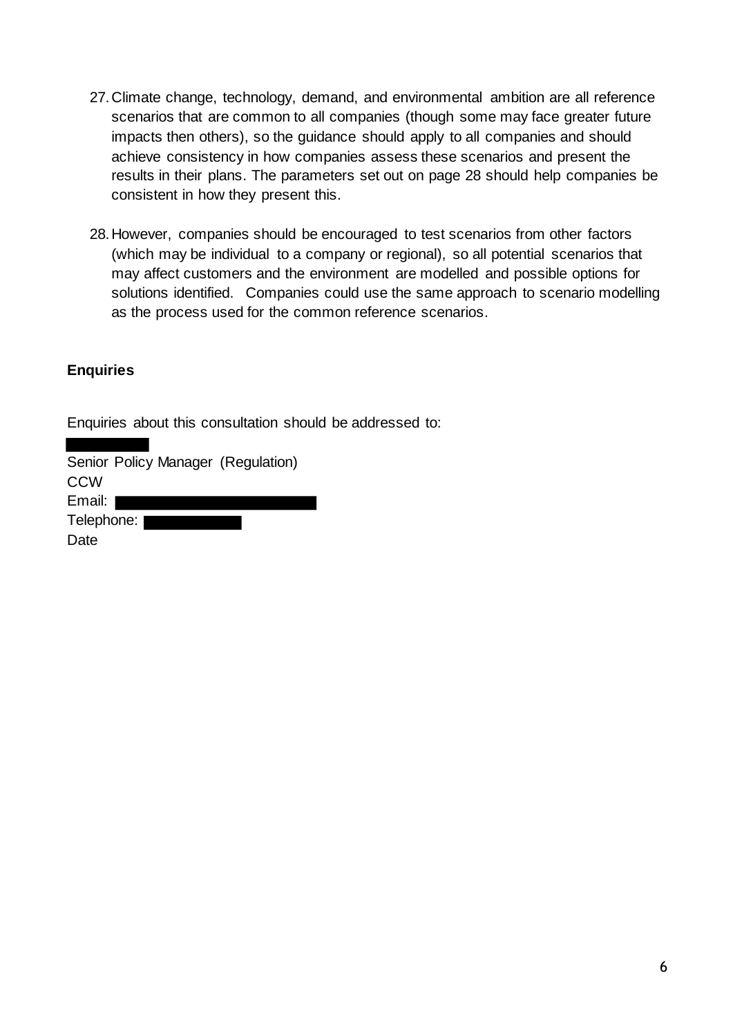27. Climate change, technology, demand, and environmental ambition are all reference scenarios that are common to all companies (though some may face greater future impacts then others), so the guidance should apply to all companies and should achieve consistency in how companies assess these scenarios and present the results in their plans. The parameters set out on page 28 should help companies be consistent in how they present this.

28. However, companies should be encouraged to test scenarios from other factors (which may be individual to a company or regional), so all potential scenarios that may affect customers and the environment are modelled and possible options for solutions identified. Companies could use the same approach to scenario modelling as the process used for the common reference scenarios.

**Enquiries**

Enquiries about this consultation should be addressed to:

Senior Policy Manager (Regulation)
CCW
Email:
Telephone:
Date